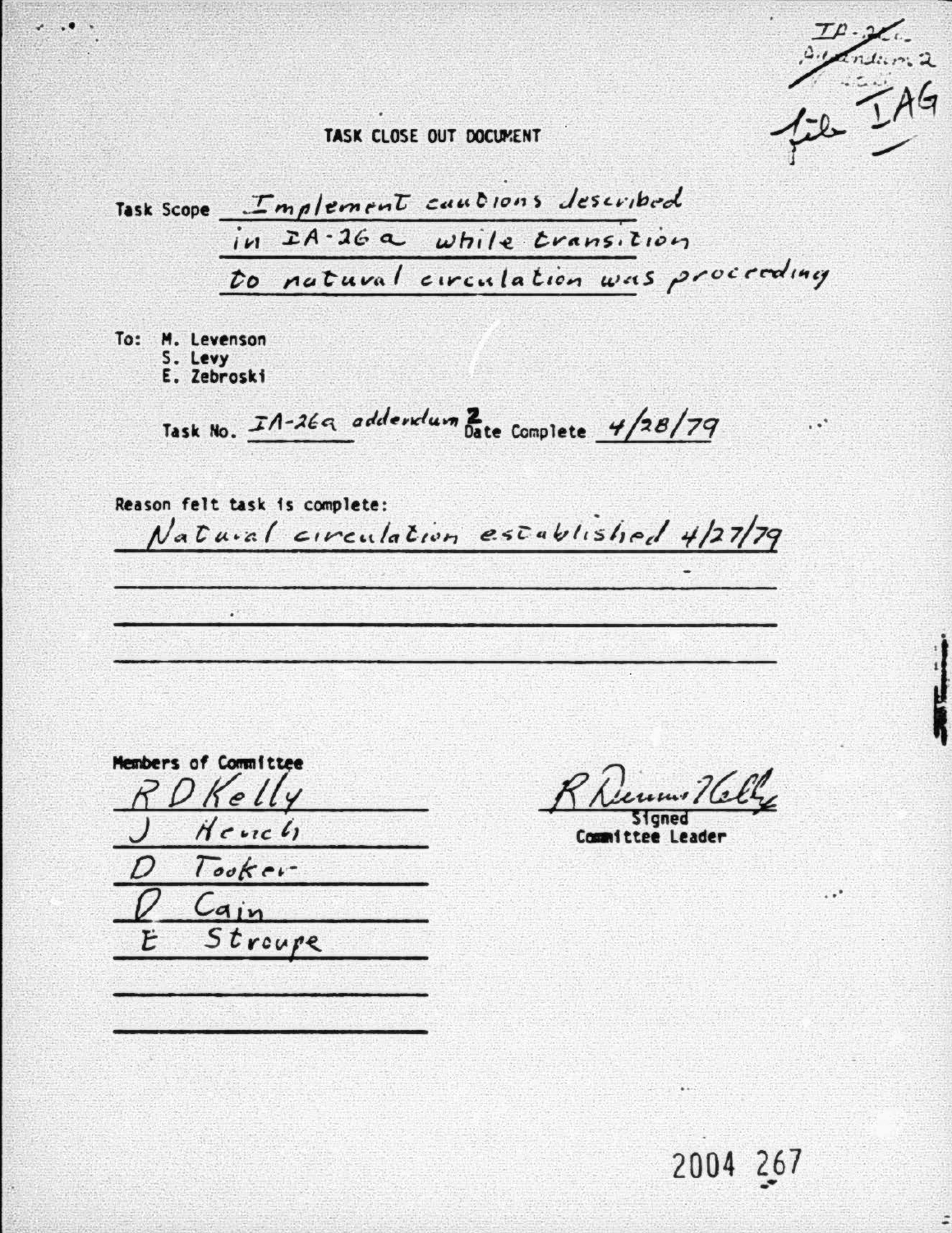IA-26a
Addendum 2

file IAG

# TASK CLOSE OUT DOCUMENT

Task Scope: Implement cautions described in IA-26a while transition to natural circulation was proceeding

To: M. Levenson
S. Levy
E. Zebroski

Task No. IA-26a addendum 2 Date Complete 4/28/79

Reason felt task is complete:

Natural circulation established 4/27/79

Members of Committee

R D Kelly
J Hench
D Tooker
D Cain
E Stroupe

R Dennis Kelly
Signed
Committee Leader

2004 267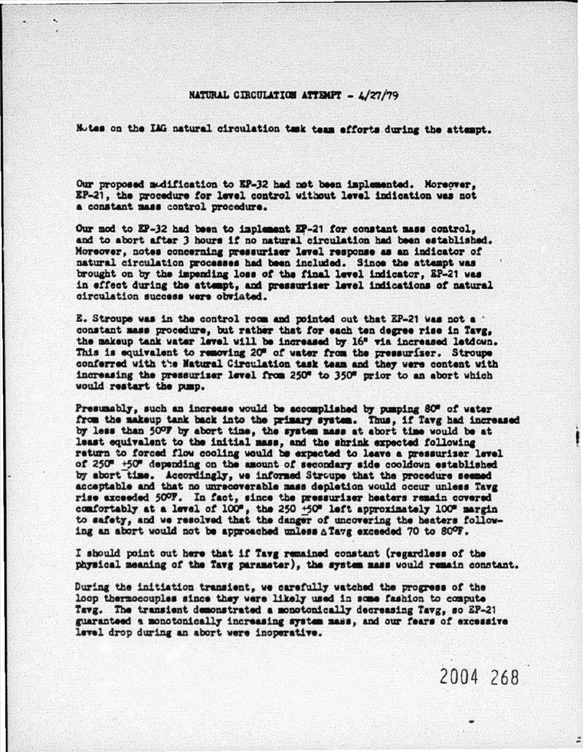# NATURAL CIRCULATION ATTEMPT - 4/27/79

Notes on the IAG natural circulation task team efforts during the attempt.

Our proposed modification to EP-32 had not been implemented. Moreover, EP-21, the procedure for level control without level indication was not a constant mass control procedure.

Our mod to EP-32 had been to implement EP-21 for constant mass control, and to abort after 3 hours if no natural circulation had been established. Moreover, notes concerning pressurizer level response as an indicator of natural circulation processes had been included. Since the attempt was brought on by the impending loss of the final level indicator, EP-21 was in effect during the attempt, and pressurizer level indications of natural circulation success were obviated.

E. Stroupe was in the control room and pointed out that EP-21 was not a constant mass procedure, but rather that for each ten degree rise in Tavg, the makeup tank water level will be increased by 16" via increased letdown. This is equivalent to removing 20" of water from the pressurizer. Stroupe conferred with the Natural Circulation task team and they were content with increasing the pressurizer level from 250" to 350" prior to an abort which would restart the pump.

Presumably, such an increase would be accomplished by pumping 80" of water from the makeup tank back into the primary system. Thus, if Tavg had increased by less than 50°F by abort time, the system mass at abort time would be at least equivalent to the initial mass, and the shrink expected following return to forced flow cooling would be expected to leave a pressurizer level of 250" $\pm$50" depending on the amount of secondary side cooldown established by abort time. Accordingly, we informed Stroupe that the procedure seemed acceptable and that no unrecoverable mass depletion would occur unless Tavg rise exceeded 50°F. In fact, since the pressurizer heaters remain covered comfortably at a level of 100", the 250 $\pm$50" left approximately 100" margin to safety, and we resolved that the danger of uncovering the heaters following an abort would not be approached unless $\Delta$Tavg exceeded 70 to 80°F.

I should point out here that if Tavg remained constant (regardless of the physical meaning of the Tavg parameter), the system mass would remain constant.

During the initiation transient, we carefully watched the progress of the loop thermocouples since they were likely used in some fashion to compute Tavg. The transient demonstrated a monotonically decreasing Tavg, so EP-21 guaranteed a monotonically increasing system mass, and our fears of excessive level drop during an abort were inoperative.

2004 268